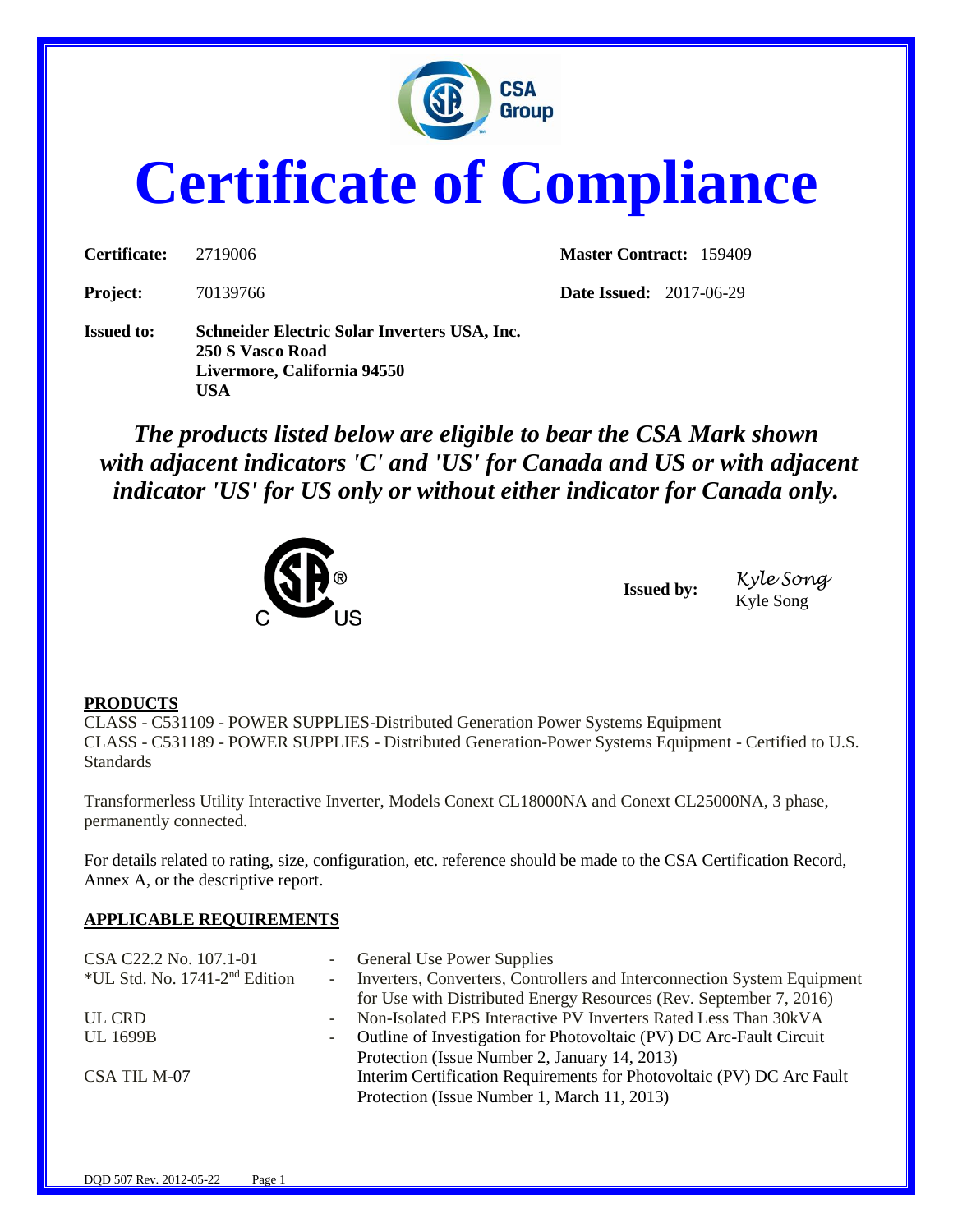# Certificate of Compliance

| | | | |
|---|---|---|---|
| **Certificate:** | 2719006 | **Master Contract:** | 159409 |
| **Project:** | 70139766 | **Date Issued:** | 2017-06-29 |

**Issued to:** **Schneider Electric Solar Inverters USA, Inc.**
**250 S Vasco Road**
**Livermore, California 94550**
**USA**

***The products listed below are eligible to bear the CSA Mark shown with adjacent indicators 'C' and 'US' for Canada and US or with adjacent indicator 'US' for US only or without either indicator for Canada only.***

**Issued by:** *Kyle Song*
Kyle Song

**PRODUCTS**

CLASS - C531109 - POWER SUPPLIES-Distributed Generation Power Systems Equipment
CLASS - C531189 - POWER SUPPLIES - Distributed Generation-Power Systems Equipment - Certified to U.S. Standards

Transformerless Utility Interactive Inverter, Models Conext CL18000NA and Conext CL25000NA, 3 phase, permanently connected.

For details related to rating, size, configuration, etc. reference should be made to the CSA Certification Record, Annex A, or the descriptive report.

**APPLICABLE REQUIREMENTS**

| | | |
|---|---|---|
| CSA C22.2 No. 107.1-01 | - | General Use Power Supplies |
| *UL Std. No. 1741-2nd Edition | - | Inverters, Converters, Controllers and Interconnection System Equipment for Use with Distributed Energy Resources (Rev. September 7, 2016) |
| UL CRD | - | Non-Isolated EPS Interactive PV Inverters Rated Less Than 30kVA |
| UL 1699B | - | Outline of Investigation for Photovoltaic (PV) DC Arc-Fault Circuit Protection (Issue Number 2, January 14, 2013) |
| CSA TIL M-07 | | Interim Certification Requirements for Photovoltaic (PV) DC Arc Fault Protection (Issue Number 1, March 11, 2013) |

DQD 507 Rev. 2012-05-22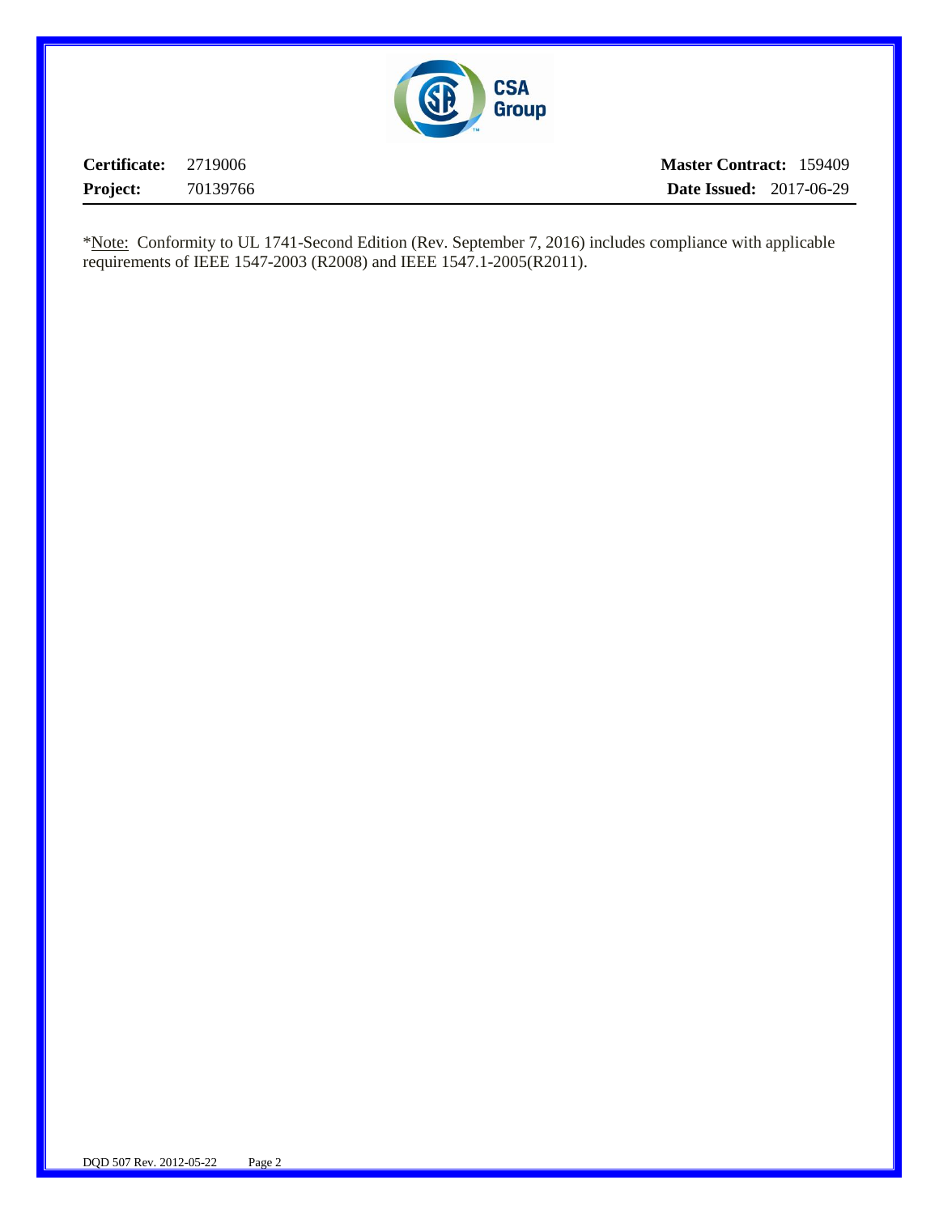| | | | |
|---|---|---|---|
| **Certificate:** | 2719006 | **Master Contract:** | 159409 |
| **Project:** | 70139766 | **Date Issued:** | 2017-06-29 |

*Note: Conformity to UL 1741-Second Edition (Rev. September 7, 2016) includes compliance with applicable requirements of IEEE 1547-2003 (R2008) and IEEE 1547.1-2005(R2011).